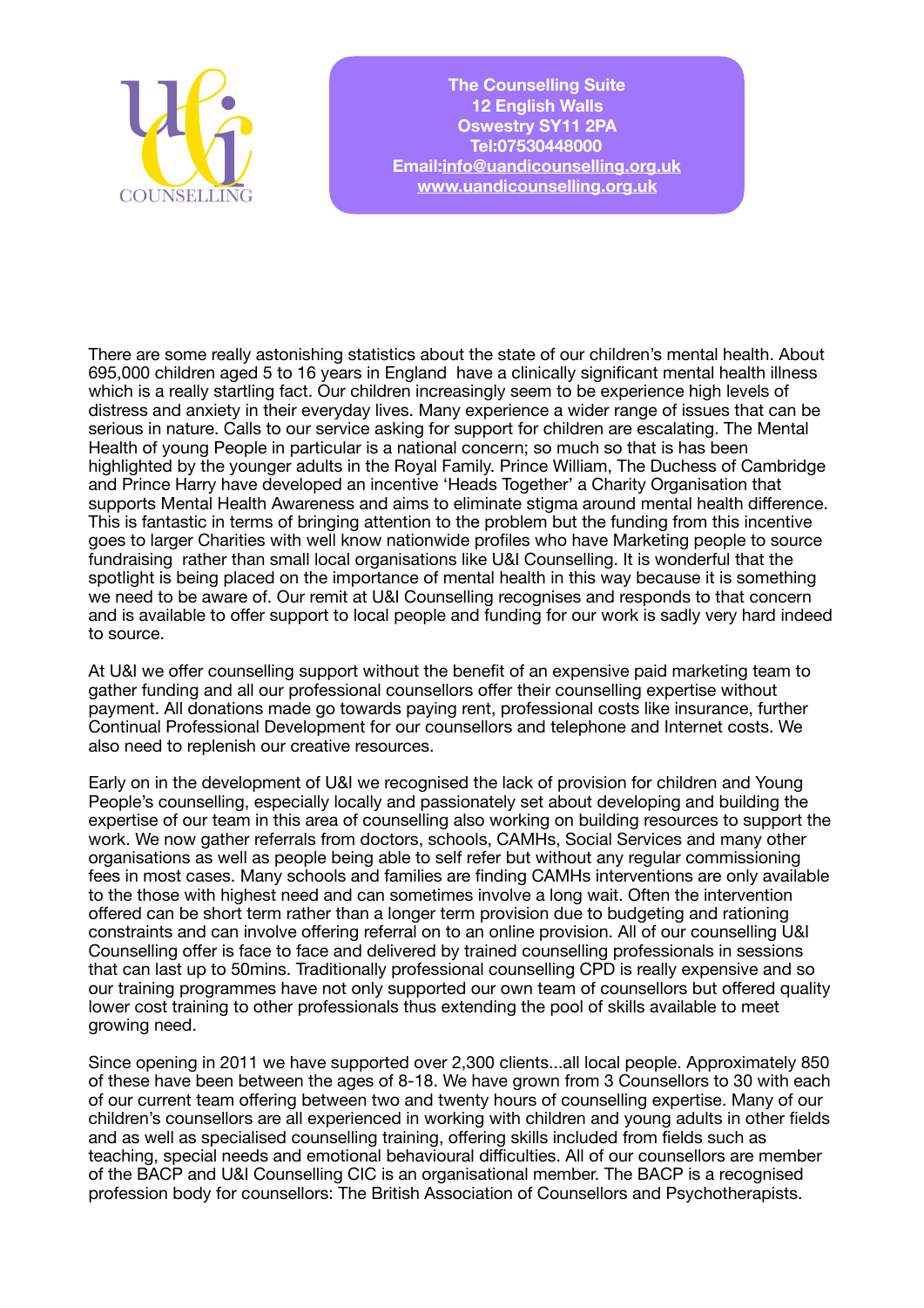U&I COUNSELLING

**The Counselling Suite**
**12 English Walls**
**Oswestry SY11 2PA**
**Tel:07530448000**
**Email:info@uandicounselling.org.uk**
**www.uandicounselling.org.uk**

There are some really astonishing statistics about the state of our children's mental health. About 695,000 children aged 5 to 16 years in England have a clinically significant mental health illness which is a really startling fact. Our children increasingly seem to be experience high levels of distress and anxiety in their everyday lives. Many experience a wider range of issues that can be serious in nature. Calls to our service asking for support for children are escalating. The Mental Health of young People in particular is a national concern; so much so that is has been highlighted by the younger adults in the Royal Family. Prince William, The Duchess of Cambridge and Prince Harry have developed an incentive 'Heads Together' a Charity Organisation that supports Mental Health Awareness and aims to eliminate stigma around mental health difference. This is fantastic in terms of bringing attention to the problem but the funding from this incentive goes to larger Charities with well know nationwide profiles who have Marketing people to source fundraising rather than small local organisations like U&I Counselling. It is wonderful that the spotlight is being placed on the importance of mental health in this way because it is something we need to be aware of. Our remit at U&I Counselling recognises and responds to that concern and is available to offer support to local people and funding for our work is sadly very hard indeed to source.

At U&I we offer counselling support without the benefit of an expensive paid marketing team to gather funding and all our professional counsellors offer their counselling expertise without payment. All donations made go towards paying rent, professional costs like insurance, further Continual Professional Development for our counsellors and telephone and Internet costs. We also need to replenish our creative resources.

Early on in the development of U&I we recognised the lack of provision for children and Young People's counselling, especially locally and passionately set about developing and building the expertise of our team in this area of counselling also working on building resources to support the work. We now gather referrals from doctors, schools, CAMHs, Social Services and many other organisations as well as people being able to self refer but without any regular commissioning fees in most cases. Many schools and families are finding CAMHs interventions are only available to the those with highest need and can sometimes involve a long wait. Often the intervention offered can be short term rather than a longer term provision due to budgeting and rationing constraints and can involve offering referral on to an online provision. All of our counselling U&I Counselling offer is face to face and delivered by trained counselling professionals in sessions that can last up to 50mins. Traditionally professional counselling CPD is really expensive and so our training programmes have not only supported our own team of counsellors but offered quality lower cost training to other professionals thus extending the pool of skills available to meet growing need.

Since opening in 2011 we have supported over 2,300 clients...all local people. Approximately 850 of these have been between the ages of 8-18. We have grown from 3 Counsellors to 30 with each of our current team offering between two and twenty hours of counselling expertise. Many of our children's counsellors are all experienced in working with children and young adults in other fields and as well as specialised counselling training, offering skills included from fields such as teaching, special needs and emotional behavioural difficulties. All of our counsellors are member of the BACP and U&I Counselling CIC is an organisational member. The BACP is a recognised profession body for counsellors: The British Association of Counsellors and Psychotherapists.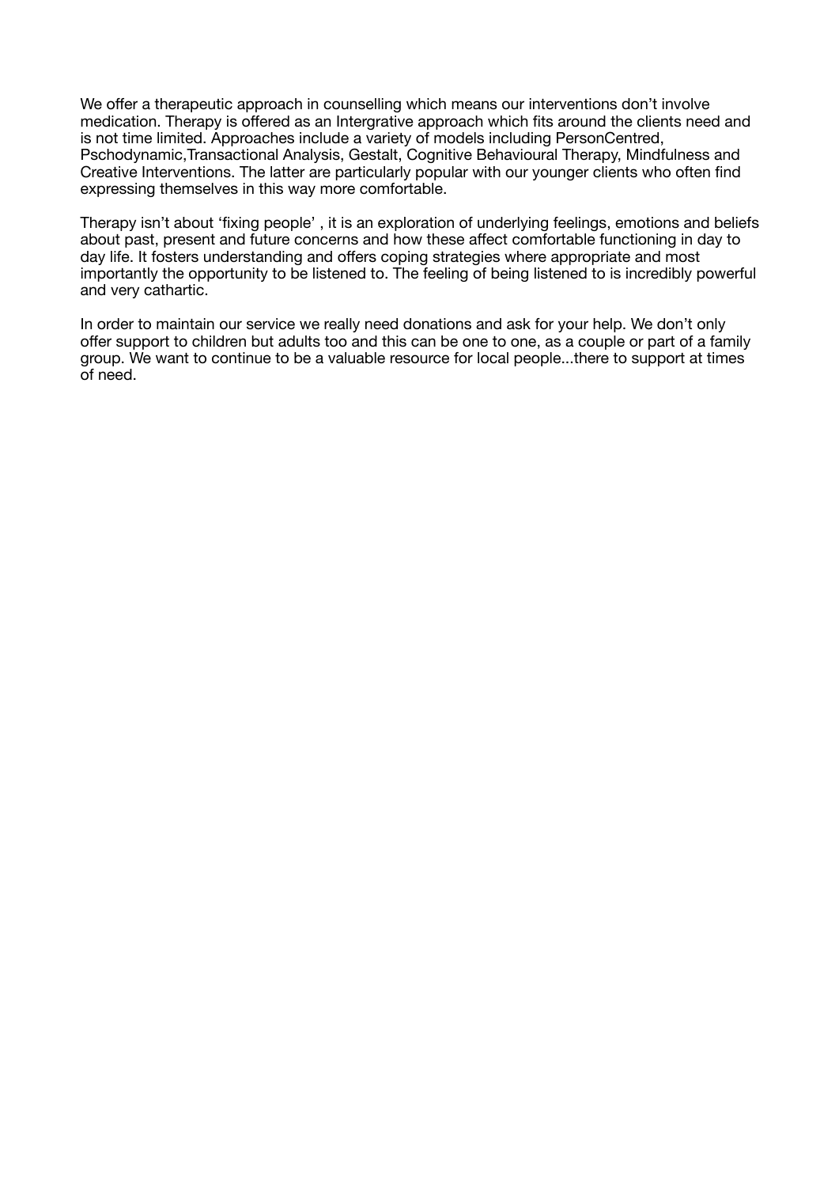We offer a therapeutic approach in counselling which means our interventions don't involve medication. Therapy is offered as an Intergrative approach which fits around the clients need and is not time limited. Approaches include a variety of models including PersonCentred, Pschodynamic,Transactional Analysis, Gestalt, Cognitive Behavioural Therapy, Mindfulness and Creative Interventions. The latter are particularly popular with our younger clients who often find expressing themselves in this way more comfortable.

Therapy isn't about 'fixing people' , it is an exploration of underlying feelings, emotions and beliefs about past, present and future concerns and how these affect comfortable functioning in day to day life. It fosters understanding and offers coping strategies where appropriate and most importantly the opportunity to be listened to. The feeling of being listened to is incredibly powerful and very cathartic.

In order to maintain our service we really need donations and ask for your help. We don't only offer support to children but adults too and this can be one to one, as a couple or part of a family group. We want to continue to be a valuable resource for local people...there to support at times of need.